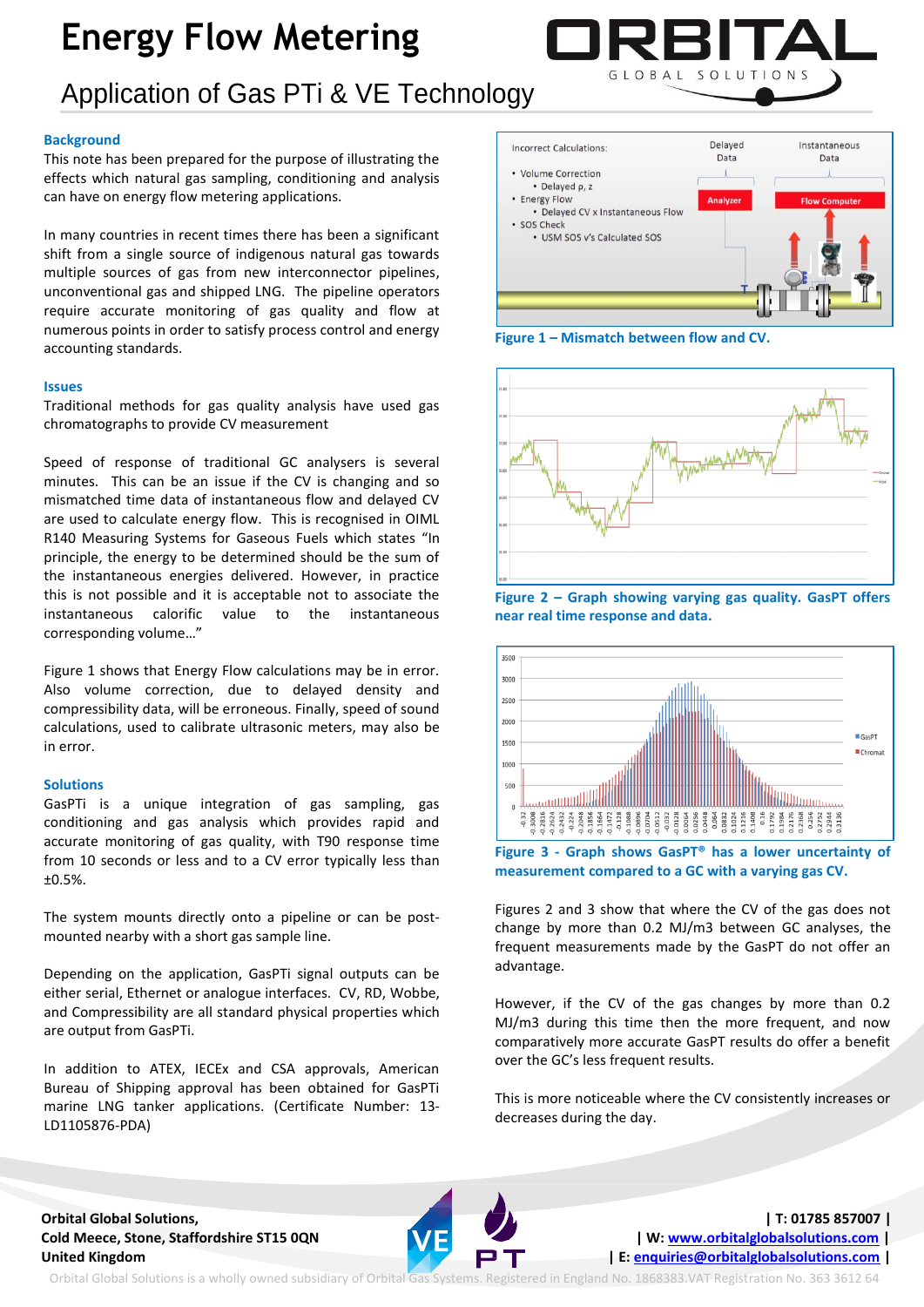# Energy Flow Metering

## Application of Gas PTi & VE Technology

### Background

This note has been prepared for the purpose of illustrating the effects which natural gas sampling, conditioning and analysis can have on energy flow metering applications.

In many countries in recent times there has been a significant shift from a single source of indigenous natural gas towards multiple sources of gas from new interconnector pipelines, unconventional gas and shipped LNG. The pipeline operators require accurate monitoring of gas quality and flow at numerous points in order to satisfy process control and energy accounting standards.

### Issues

Traditional methods for gas quality analysis have used gas chromatographs to provide CV measurement

Speed of response of traditional GC analysers is several minutes. This can be an issue if the CV is changing and so mismatched time data of instantaneous flow and delayed CV are used to calculate energy flow. This is recognised in OIML R140 Measuring Systems for Gaseous Fuels which states "In principle, the energy to be determined should be the sum of the instantaneous energies delivered. However, in practice this is not possible and it is acceptable not to associate the instantaneous calorific value to the instantaneous corresponding volume…"

Figure 1 shows that Energy Flow calculations may be in error. Also volume correction, due to delayed density and compressibility data, will be erroneous. Finally, speed of sound calculations, used to calibrate ultrasonic meters, may also be in error.

### Solutions

GasPTi is a unique integration of gas sampling, gas conditioning and gas analysis which provides rapid and accurate monitoring of gas quality, with T90 response time from 10 seconds or less and to a CV error typically less than ±0.5%.

The system mounts directly onto a pipeline or can be post-mounted nearby with a short gas sample line.

Depending on the application, GasPTi signal outputs can be either serial, Ethernet or analogue interfaces. CV, RD, Wobbe, and Compressibility are all standard physical properties which are output from GasPTi.

In addition to ATEX, IECEx and CSA approvals, American Bureau of Shipping approval has been obtained for GasPTi marine LNG tanker applications. (Certificate Number: 13-LD1105876-PDA)

**Figure 1 – Mismatch between flow and CV.**

**Figure 2 – Graph showing varying gas quality. GasPT offers near real time response and data.**

**Figure 3 - Graph shows GasPT® has a lower uncertainty of measurement compared to a GC with a varying gas CV.**

Figures 2 and 3 show that where the CV of the gas does not change by more than 0.2 MJ/m3 between GC analyses, the frequent measurements made by the GasPT do not offer an advantage.

However, if the CV of the gas changes by more than 0.2 MJ/m3 during this time then the more frequent, and now comparatively more accurate GasPT results do offer a benefit over the GC's less frequent results.

This is more noticeable where the CV consistently increases or decreases during the day.

**Orbital Global Solutions,**
**Cold Meece, Stone, Staffordshire ST15 0QN**
**United Kingdom**

**| T: 01785 857007 |**
**| W: www.orbitalglobalsolutions.com |**
**| E: enquiries@orbitalglobalsolutions.com |**

Orbital Global Solutions is a wholly owned subsidiary of Orbital Gas Systems. Registered in England No. 1868383.VAT Registration No. 363 3612 64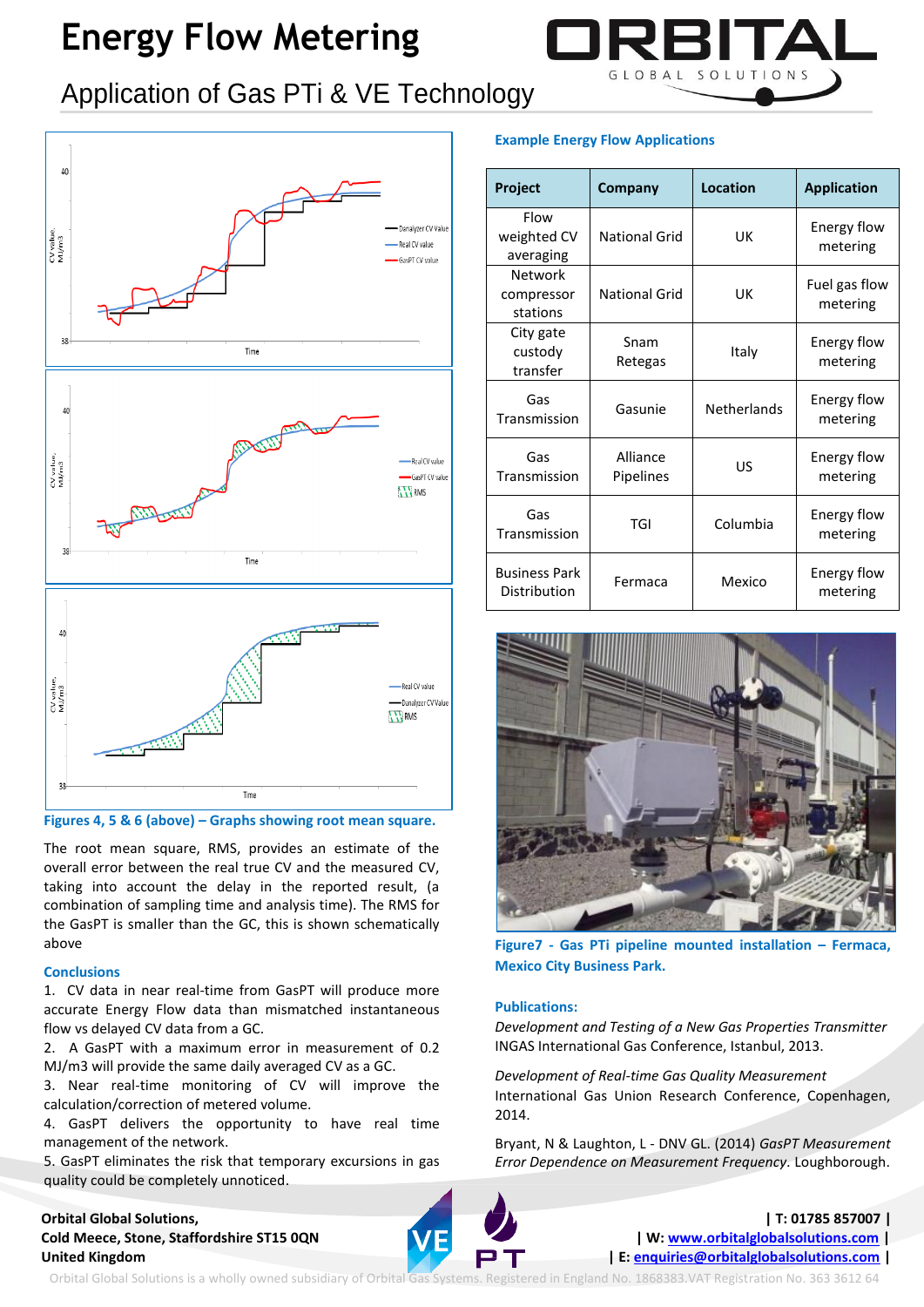# Energy Flow Metering

## Application of Gas PTi & VE Technology

40
CV value, MJ/m3
38
Time
Danalyzer CV Value
Real CV value
GasPT CV value

40
CV value, MJ/m3
38
Time
Real CV value
GasPT CV value
RMS

40
CV value, MJ/m3
38
Time
Real CV value
Danalyzer CV Value
RMS

**Figures 4, 5 & 6 (above) – Graphs showing root mean square.**

The root mean square, RMS, provides an estimate of the overall error between the real true CV and the measured CV, taking into account the delay in the reported result, (a combination of sampling time and analysis time). The RMS for the GasPT is smaller than the GC, this is shown schematically above

### Conclusions

1. CV data in near real-time from GasPT will produce more accurate Energy Flow data than mismatched instantaneous flow vs delayed CV data from a GC.
2. A GasPT with a maximum error in measurement of 0.2 MJ/m3 will provide the same daily averaged CV as a GC.
3. Near real-time monitoring of CV will improve the calculation/correction of metered volume.
4. GasPT delivers the opportunity to have real time management of the network.
5. GasPT eliminates the risk that temporary excursions in gas quality could be completely unnoticed.

### Example Energy Flow Applications

| Project | Company | Location | Application |
|---|---|---|---|
| Flow weighted CV averaging | National Grid | UK | Energy flow metering |
| Network compressor stations | National Grid | UK | Fuel gas flow metering |
| City gate custody transfer | Snam Retegas | Italy | Energy flow metering |
| Gas Transmission | Gasunie | Netherlands | Energy flow metering |
| Gas Transmission | Alliance Pipelines | US | Energy flow metering |
| Gas Transmission | TGI | Columbia | Energy flow metering |
| Business Park Distribution | Fermaca | Mexico | Energy flow metering |

**Figure7 - Gas PTi pipeline mounted installation – Fermaca, Mexico City Business Park.**

### Publications:

*Development and Testing of a New Gas Properties Transmitter*
INGAS International Gas Conference, Istanbul, 2013.

*Development of Real-time Gas Quality Measurement*
International Gas Union Research Conference, Copenhagen, 2014.

Bryant, N & Laughton, L - DNV GL. (2014) *GasPT Measurement Error Dependence on Measurement Frequency*. Loughborough.

**Orbital Global Solutions,**
**Cold Meece, Stone, Staffordshire ST15 0QN**
**United Kingdom**

**| T: 01785 857007 |**
**| W: www.orbitalglobalsolutions.com |**
**| E: enquiries@orbitalglobalsolutions.com |**

Orbital Global Solutions is a wholly owned subsidiary of Orbital Gas Systems. Registered in England No. 1868383.VAT Registration No. 363 3612 64